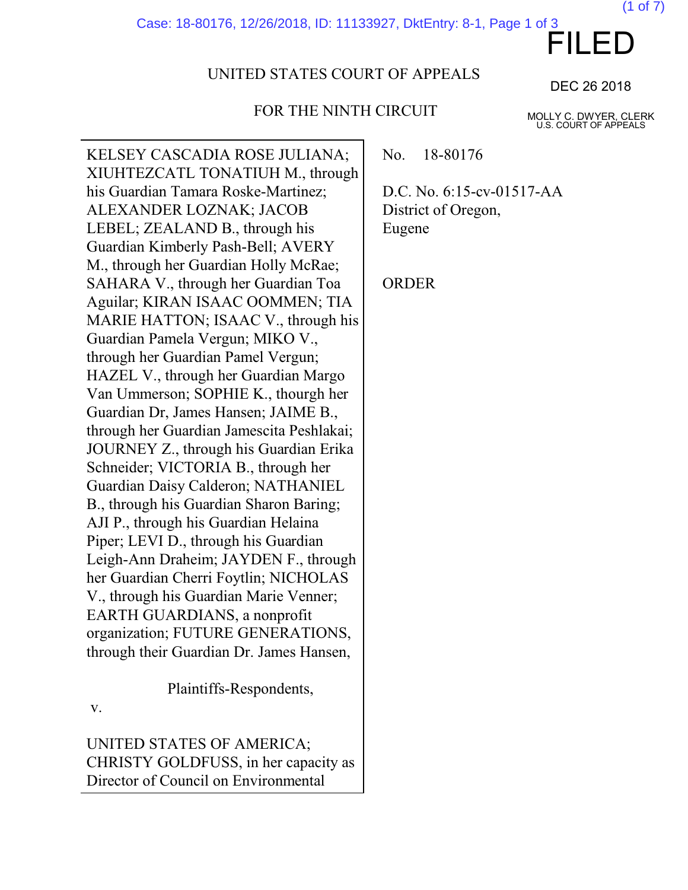FILED

DEC 26 2018

MOLLY C. DWYER, CLERK
U.S. COURT OF APPEALS

UNITED STATES COURT OF APPEALS

FOR THE NINTH CIRCUIT

| | |
|---|---|
| KELSEY CASCADIA ROSE JULIANA; XIUHTEZCATL TONATIUH M., through his Guardian Tamara Roske-Martinez; ALEXANDER LOZNAK; JACOB LEBEL; ZEALAND B., through his Guardian Kimberly Pash-Bell; AVERY M., through her Guardian Holly McRae; SAHARA V., through her Guardian Toa Aguilar; KIRAN ISAAC OOMMEN; TIA MARIE HATTON; ISAAC V., through his Guardian Pamela Vergun; MIKO V., through her Guardian Pamel Vergun; HAZEL V., through her Guardian Margo Van Ummerson; SOPHIE K., thourgh her Guardian Dr, James Hansen; JAIME B., through her Guardian Jamescita Peshlakai; JOURNEY Z., through his Guardian Erika Schneider; VICTORIA B., through her Guardian Daisy Calderon; NATHANIEL B., through his Guardian Sharon Baring; AJI P., through his Guardian Helaina Piper; LEVI D., through his Guardian Leigh-Ann Draheim; JAYDEN F., through her Guardian Cherri Foytlin; NICHOLAS V., through his Guardian Marie Venner; EARTH GUARDIANS, a nonprofit organization; FUTURE GENERATIONS, through their Guardian Dr. James Hansen,<br><br>Plaintiffs-Respondents,<br><br>v.<br><br>UNITED STATES OF AMERICA; CHRISTY GOLDFUSS, in her capacity as Director of Council on Environmental | No. 18-80176<br><br>D.C. No. 6:15-cv-01517-AA<br>District of Oregon, Eugene<br><br>ORDER |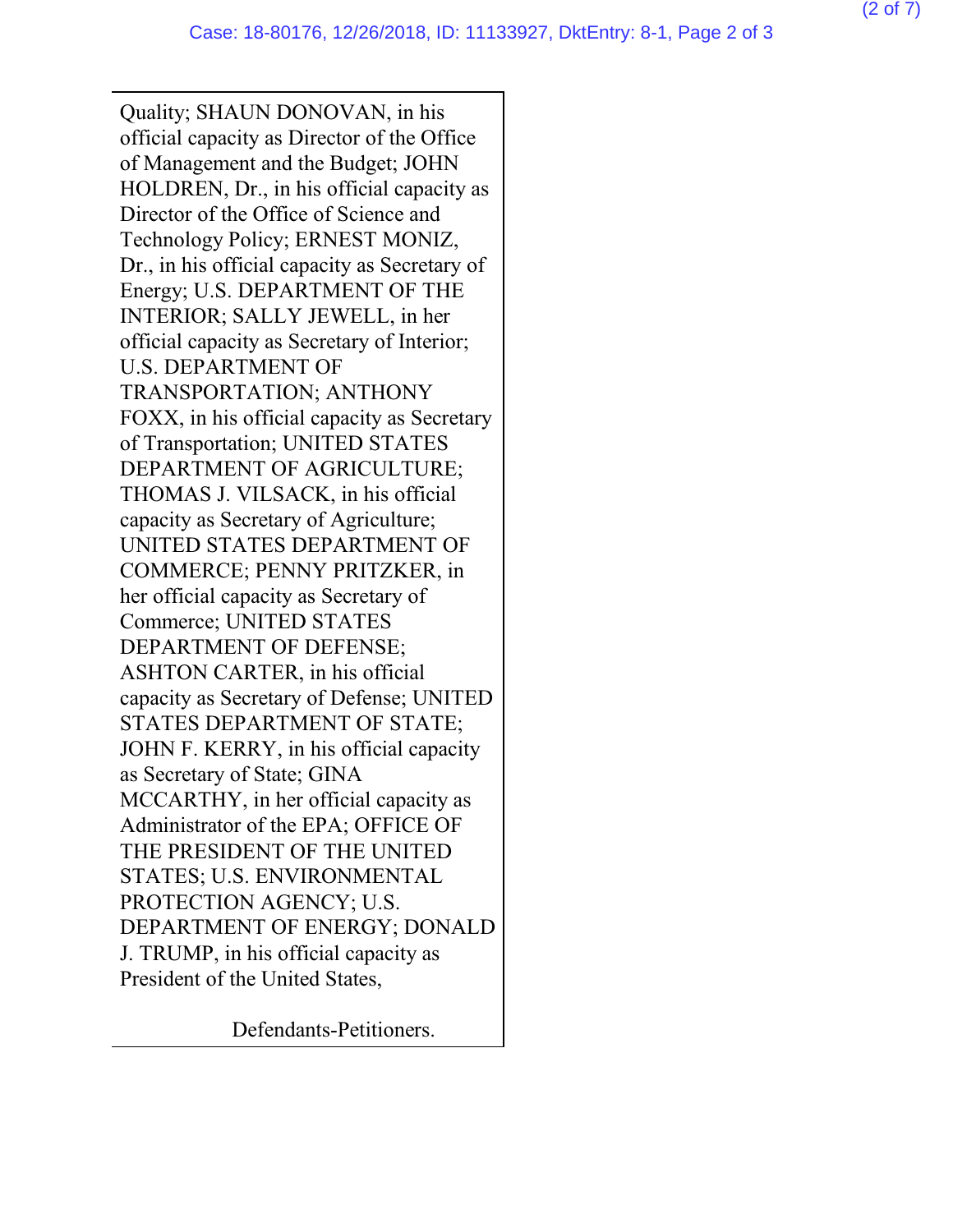Quality; SHAUN DONOVAN, in his official capacity as Director of the Office of Management and the Budget; JOHN HOLDREN, Dr., in his official capacity as Director of the Office of Science and Technology Policy; ERNEST MONIZ, Dr., in his official capacity as Secretary of Energy; U.S. DEPARTMENT OF THE INTERIOR; SALLY JEWELL, in her official capacity as Secretary of Interior; U.S. DEPARTMENT OF TRANSPORTATION; ANTHONY FOXX, in his official capacity as Secretary of Transportation; UNITED STATES DEPARTMENT OF AGRICULTURE; THOMAS J. VILSACK, in his official capacity as Secretary of Agriculture; UNITED STATES DEPARTMENT OF COMMERCE; PENNY PRITZKER, in her official capacity as Secretary of Commerce; UNITED STATES DEPARTMENT OF DEFENSE; ASHTON CARTER, in his official capacity as Secretary of Defense; UNITED STATES DEPARTMENT OF STATE; JOHN F. KERRY, in his official capacity as Secretary of State; GINA MCCARTHY, in her official capacity as Administrator of the EPA; OFFICE OF THE PRESIDENT OF THE UNITED STATES; U.S. ENVIRONMENTAL PROTECTION AGENCY; U.S. DEPARTMENT OF ENERGY; DONALD J. TRUMP, in his official capacity as President of the United States,

Defendants-Petitioners.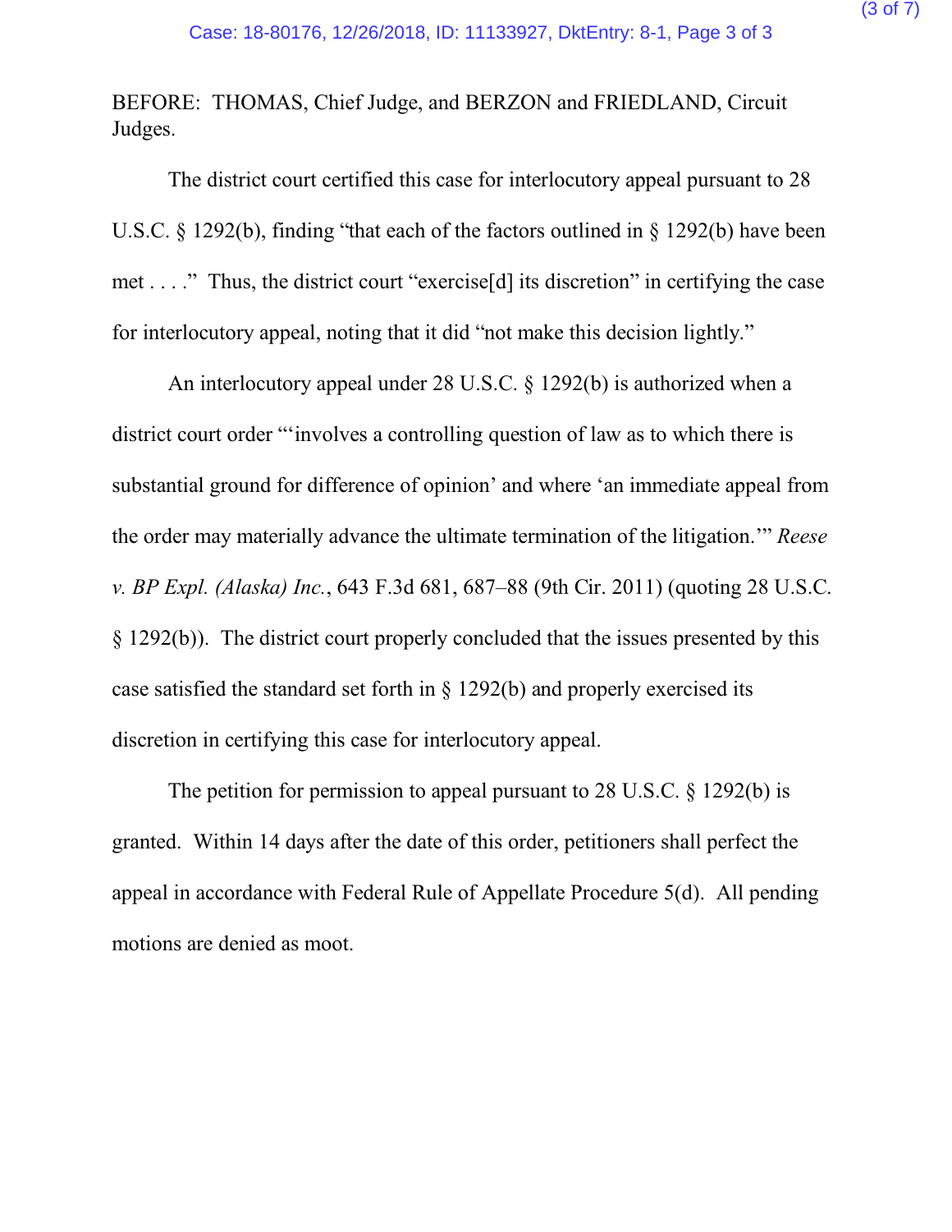BEFORE: THOMAS, Chief Judge, and BERZON and FRIEDLAND, Circuit Judges.

The district court certified this case for interlocutory appeal pursuant to 28 U.S.C. § 1292(b), finding "that each of the factors outlined in § 1292(b) have been met . . . ." Thus, the district court "exercise[d] its discretion" in certifying the case for interlocutory appeal, noting that it did "not make this decision lightly."

An interlocutory appeal under 28 U.S.C. § 1292(b) is authorized when a district court order "'involves a controlling question of law as to which there is substantial ground for difference of opinion' and where 'an immediate appeal from the order may materially advance the ultimate termination of the litigation.'" *Reese v. BP Expl. (Alaska) Inc.*, 643 F.3d 681, 687–88 (9th Cir. 2011) (quoting 28 U.S.C. § 1292(b)). The district court properly concluded that the issues presented by this case satisfied the standard set forth in § 1292(b) and properly exercised its discretion in certifying this case for interlocutory appeal.

The petition for permission to appeal pursuant to 28 U.S.C. § 1292(b) is granted. Within 14 days after the date of this order, petitioners shall perfect the appeal in accordance with Federal Rule of Appellate Procedure 5(d). All pending motions are denied as moot.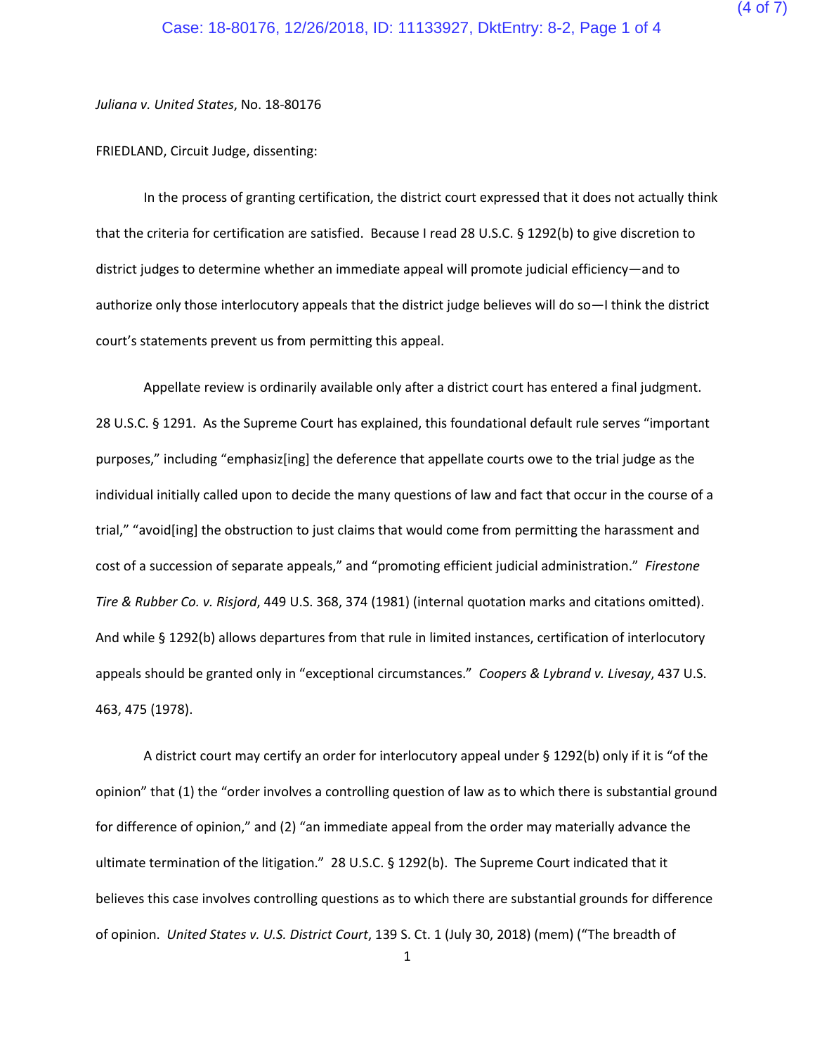*Juliana v. United States*, No. 18-80176

FRIEDLAND, Circuit Judge, dissenting:

In the process of granting certification, the district court expressed that it does not actually think that the criteria for certification are satisfied. Because I read 28 U.S.C. § 1292(b) to give discretion to district judges to determine whether an immediate appeal will promote judicial efficiency—and to authorize only those interlocutory appeals that the district judge believes will do so—I think the district court's statements prevent us from permitting this appeal.

Appellate review is ordinarily available only after a district court has entered a final judgment. 28 U.S.C. § 1291. As the Supreme Court has explained, this foundational default rule serves "important purposes," including "emphasiz[ing] the deference that appellate courts owe to the trial judge as the individual initially called upon to decide the many questions of law and fact that occur in the course of a trial," "avoid[ing] the obstruction to just claims that would come from permitting the harassment and cost of a succession of separate appeals," and "promoting efficient judicial administration." *Firestone Tire & Rubber Co. v. Risjord*, 449 U.S. 368, 374 (1981) (internal quotation marks and citations omitted). And while § 1292(b) allows departures from that rule in limited instances, certification of interlocutory appeals should be granted only in "exceptional circumstances." *Coopers & Lybrand v. Livesay*, 437 U.S. 463, 475 (1978).

A district court may certify an order for interlocutory appeal under § 1292(b) only if it is "of the opinion" that (1) the "order involves a controlling question of law as to which there is substantial ground for difference of opinion," and (2) "an immediate appeal from the order may materially advance the ultimate termination of the litigation." 28 U.S.C. § 1292(b). The Supreme Court indicated that it believes this case involves controlling questions as to which there are substantial grounds for difference of opinion. *United States v. U.S. District Court*, 139 S. Ct. 1 (July 30, 2018) (mem) ("The breadth of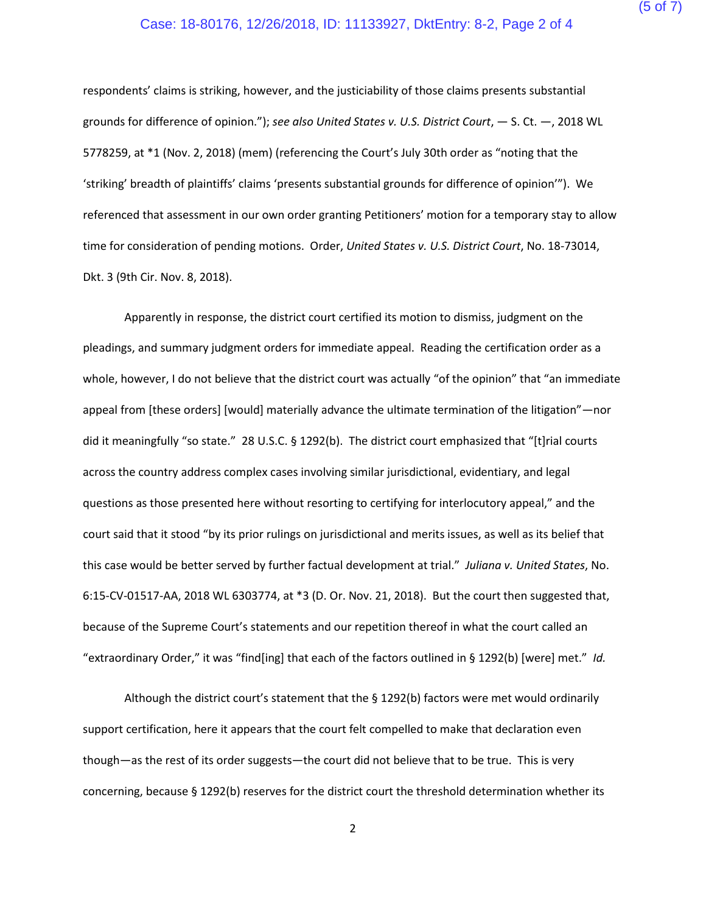respondents' claims is striking, however, and the justiciability of those claims presents substantial grounds for difference of opinion."); *see also United States v. U.S. District Court*, — S. Ct. —, 2018 WL 5778259, at *1 (Nov. 2, 2018) (mem) (referencing the Court's July 30th order as "noting that the 'striking' breadth of plaintiffs' claims 'presents substantial grounds for difference of opinion'"). We referenced that assessment in our own order granting Petitioners' motion for a temporary stay to allow time for consideration of pending motions. Order, *United States v. U.S. District Court*, No. 18-73014, Dkt. 3 (9th Cir. Nov. 8, 2018).

Apparently in response, the district court certified its motion to dismiss, judgment on the pleadings, and summary judgment orders for immediate appeal. Reading the certification order as a whole, however, I do not believe that the district court was actually "of the opinion" that "an immediate appeal from [these orders] [would] materially advance the ultimate termination of the litigation"—nor did it meaningfully "so state." 28 U.S.C. § 1292(b). The district court emphasized that "[t]rial courts across the country address complex cases involving similar jurisdictional, evidentiary, and legal questions as those presented here without resorting to certifying for interlocutory appeal," and the court said that it stood "by its prior rulings on jurisdictional and merits issues, as well as its belief that this case would be better served by further factual development at trial." *Juliana v. United States*, No. 6:15-CV-01517-AA, 2018 WL 6303774, at *3 (D. Or. Nov. 21, 2018). But the court then suggested that, because of the Supreme Court's statements and our repetition thereof in what the court called an "extraordinary Order," it was "find[ing] that each of the factors outlined in § 1292(b) [were] met." *Id.*

Although the district court's statement that the § 1292(b) factors were met would ordinarily support certification, here it appears that the court felt compelled to make that declaration even though—as the rest of its order suggests—the court did not believe that to be true. This is very concerning, because § 1292(b) reserves for the district court the threshold determination whether its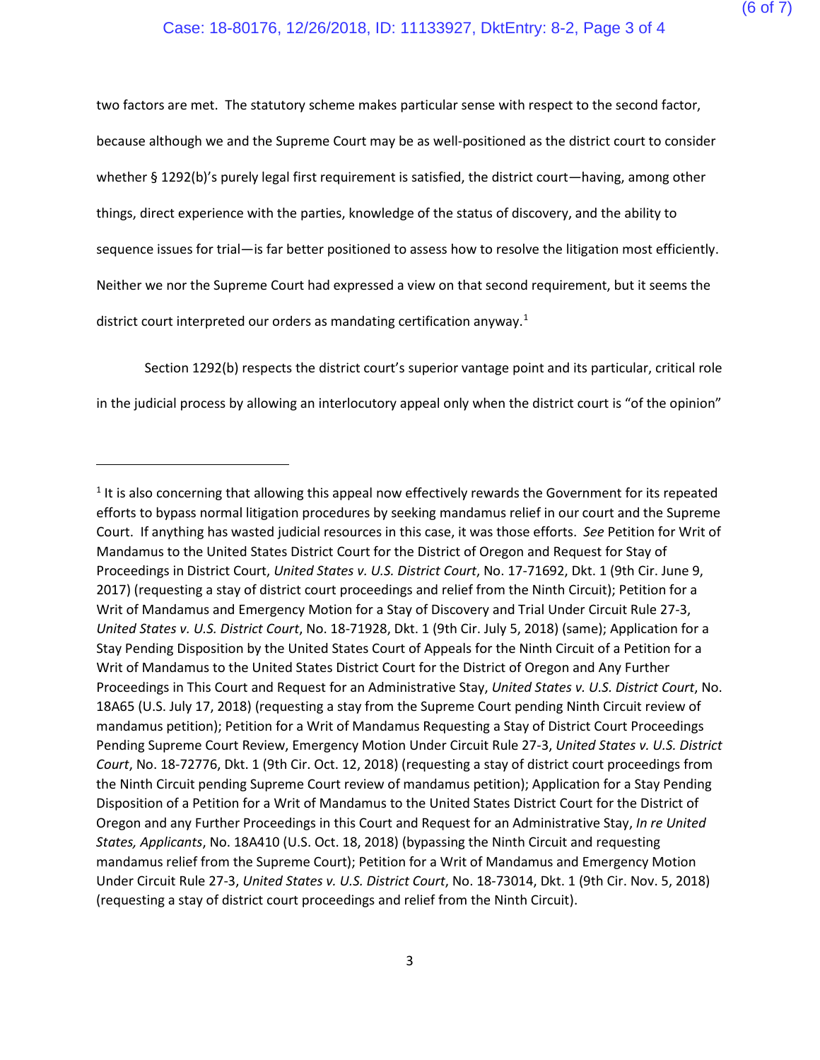two factors are met. The statutory scheme makes particular sense with respect to the second factor, because although we and the Supreme Court may be as well-positioned as the district court to consider whether § 1292(b)'s purely legal first requirement is satisfied, the district court—having, among other things, direct experience with the parties, knowledge of the status of discovery, and the ability to sequence issues for trial—is far better positioned to assess how to resolve the litigation most efficiently. Neither we nor the Supreme Court had expressed a view on that second requirement, but it seems the district court interpreted our orders as mandating certification anyway.[1]

Section 1292(b) respects the district court's superior vantage point and its particular, critical role in the judicial process by allowing an interlocutory appeal only when the district court is "of the opinion"

---

[1] It is also concerning that allowing this appeal now effectively rewards the Government for its repeated efforts to bypass normal litigation procedures by seeking mandamus relief in our court and the Supreme Court. If anything has wasted judicial resources in this case, it was those efforts. *See* Petition for Writ of Mandamus to the United States District Court for the District of Oregon and Request for Stay of Proceedings in District Court, *United States v. U.S. District Court*, No. 17-71692, Dkt. 1 (9th Cir. June 9, 2017) (requesting a stay of district court proceedings and relief from the Ninth Circuit); Petition for a Writ of Mandamus and Emergency Motion for a Stay of Discovery and Trial Under Circuit Rule 27-3, *United States v. U.S. District Court*, No. 18-71928, Dkt. 1 (9th Cir. July 5, 2018) (same); Application for a Stay Pending Disposition by the United States Court of Appeals for the Ninth Circuit of a Petition for a Writ of Mandamus to the United States District Court for the District of Oregon and Any Further Proceedings in This Court and Request for an Administrative Stay, *United States v. U.S. District Court*, No. 18A65 (U.S. July 17, 2018) (requesting a stay from the Supreme Court pending Ninth Circuit review of mandamus petition); Petition for a Writ of Mandamus Requesting a Stay of District Court Proceedings Pending Supreme Court Review, Emergency Motion Under Circuit Rule 27-3, *United States v. U.S. District Court*, No. 18-72776, Dkt. 1 (9th Cir. Oct. 12, 2018) (requesting a stay of district court proceedings from the Ninth Circuit pending Supreme Court review of mandamus petition); Application for a Stay Pending Disposition of a Petition for a Writ of Mandamus to the United States District Court for the District of Oregon and any Further Proceedings in this Court and Request for an Administrative Stay, *In re United States, Applicants*, No. 18A410 (U.S. Oct. 18, 2018) (bypassing the Ninth Circuit and requesting mandamus relief from the Supreme Court); Petition for a Writ of Mandamus and Emergency Motion Under Circuit Rule 27-3, *United States v. U.S. District Court*, No. 18-73014, Dkt. 1 (9th Cir. Nov. 5, 2018) (requesting a stay of district court proceedings and relief from the Ninth Circuit).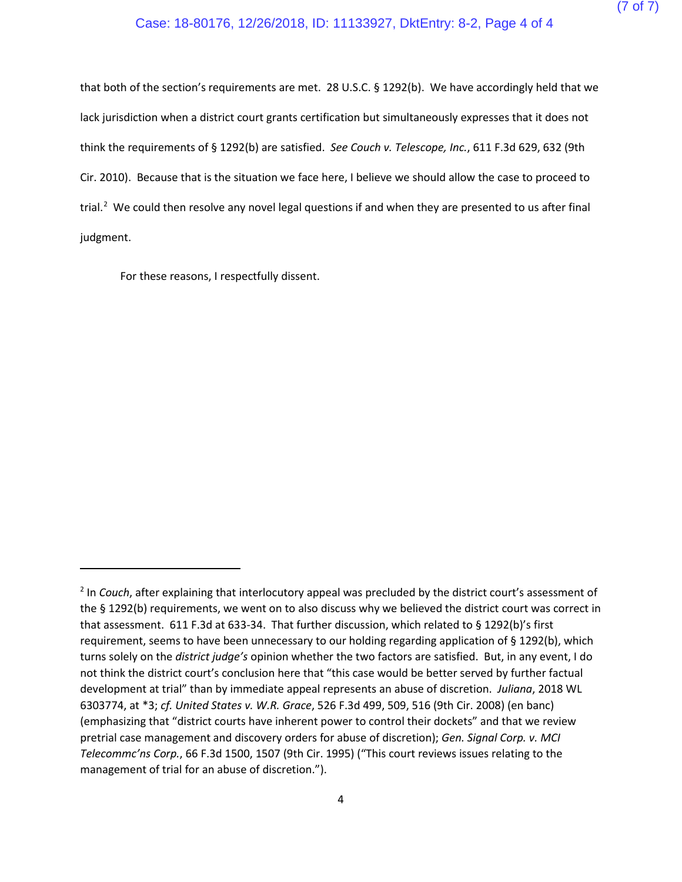that both of the section's requirements are met. 28 U.S.C. § 1292(b). We have accordingly held that we lack jurisdiction when a district court grants certification but simultaneously expresses that it does not think the requirements of § 1292(b) are satisfied. *See Couch v. Telescope, Inc.*, 611 F.3d 629, 632 (9th Cir. 2010). Because that is the situation we face here, I believe we should allow the case to proceed to trial.[2] We could then resolve any novel legal questions if and when they are presented to us after final judgment.

For these reasons, I respectfully dissent.

---

[2] In *Couch*, after explaining that interlocutory appeal was precluded by the district court's assessment of the § 1292(b) requirements, we went on to also discuss why we believed the district court was correct in that assessment. 611 F.3d at 633-34. That further discussion, which related to § 1292(b)'s first requirement, seems to have been unnecessary to our holding regarding application of § 1292(b), which turns solely on the *district judge's* opinion whether the two factors are satisfied. But, in any event, I do not think the district court's conclusion here that "this case would be better served by further factual development at trial" than by immediate appeal represents an abuse of discretion. *Juliana*, 2018 WL 6303774, at *3; *cf. United States v. W.R. Grace*, 526 F.3d 499, 509, 516 (9th Cir. 2008) (en banc) (emphasizing that "district courts have inherent power to control their dockets" and that we review pretrial case management and discovery orders for abuse of discretion); *Gen. Signal Corp. v. MCI Telecommc'ns Corp.*, 66 F.3d 1500, 1507 (9th Cir. 1995) ("This court reviews issues relating to the management of trial for an abuse of discretion.").